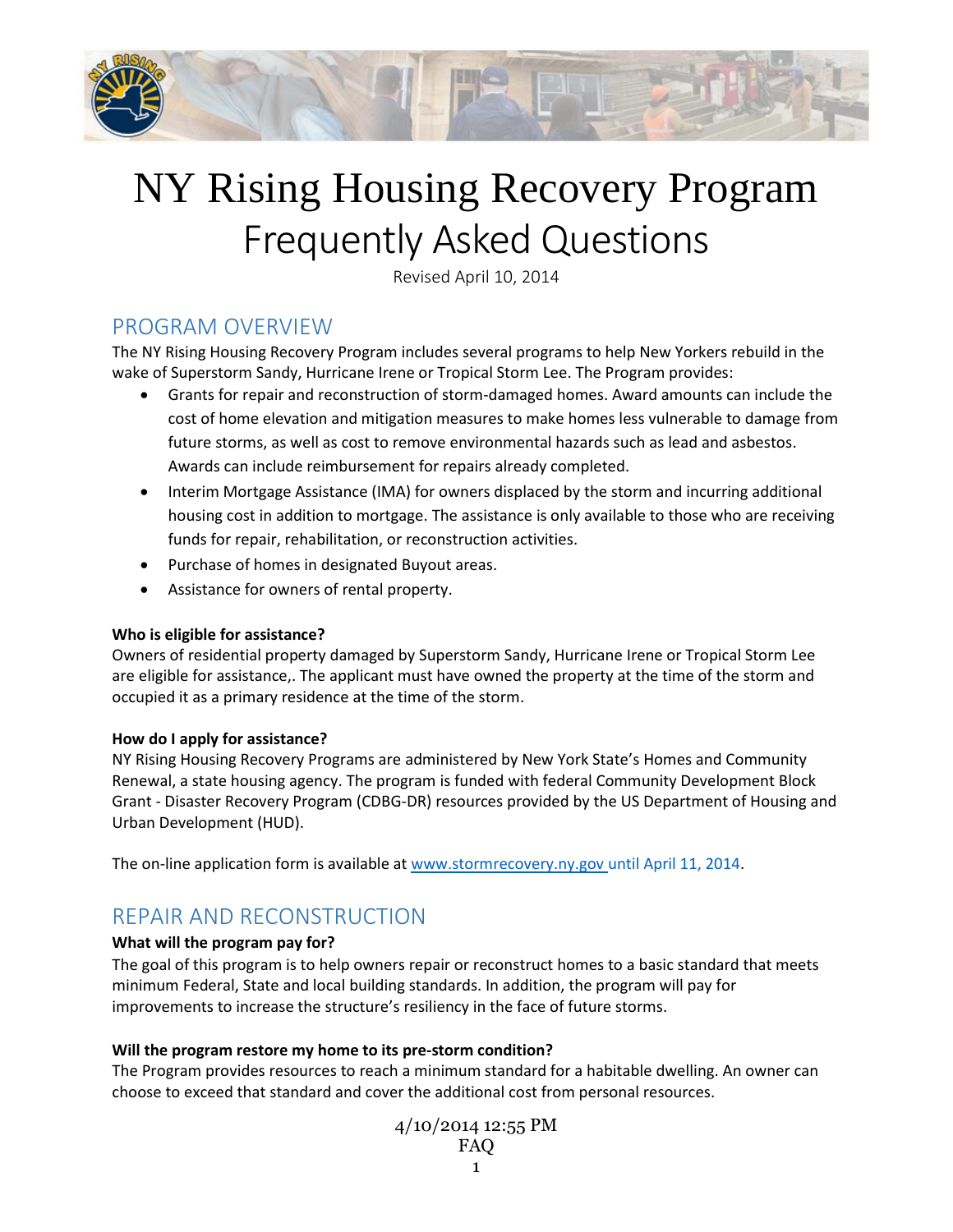# NY Rising Housing Recovery Program

## Frequently Asked Questions

Revised April 10, 2014

## PROGRAM OVERVIEW

The NY Rising Housing Recovery Program includes several programs to help New Yorkers rebuild in the wake of Superstorm Sandy, Hurricane Irene or Tropical Storm Lee. The Program provides:

- Grants for repair and reconstruction of storm-damaged homes. Award amounts can include the cost of home elevation and mitigation measures to make homes less vulnerable to damage from future storms, as well as cost to remove environmental hazards such as lead and asbestos. Awards can include reimbursement for repairs already completed.
- Interim Mortgage Assistance (IMA) for owners displaced by the storm and incurring additional housing cost in addition to mortgage. The assistance is only available to those who are receiving funds for repair, rehabilitation, or reconstruction activities.
- Purchase of homes in designated Buyout areas.
- Assistance for owners of rental property.

**Who is eligible for assistance?**

Owners of residential property damaged by Superstorm Sandy, Hurricane Irene or Tropical Storm Lee are eligible for assistance,. The applicant must have owned the property at the time of the storm and occupied it as a primary residence at the time of the storm.

**How do I apply for assistance?**

NY Rising Housing Recovery Programs are administered by New York State's Homes and Community Renewal, a state housing agency. The program is funded with federal Community Development Block Grant - Disaster Recovery Program (CDBG-DR) resources provided by the US Department of Housing and Urban Development (HUD).

The on-line application form is available at www.stormrecovery.ny.gov until April 11, 2014.

## REPAIR AND RECONSTRUCTION

**What will the program pay for?**

The goal of this program is to help owners repair or reconstruct homes to a basic standard that meets minimum Federal, State and local building standards. In addition, the program will pay for improvements to increase the structure's resiliency in the face of future storms.

**Will the program restore my home to its pre-storm condition?**

The Program provides resources to reach a minimum standard for a habitable dwelling. An owner can choose to exceed that standard and cover the additional cost from personal resources.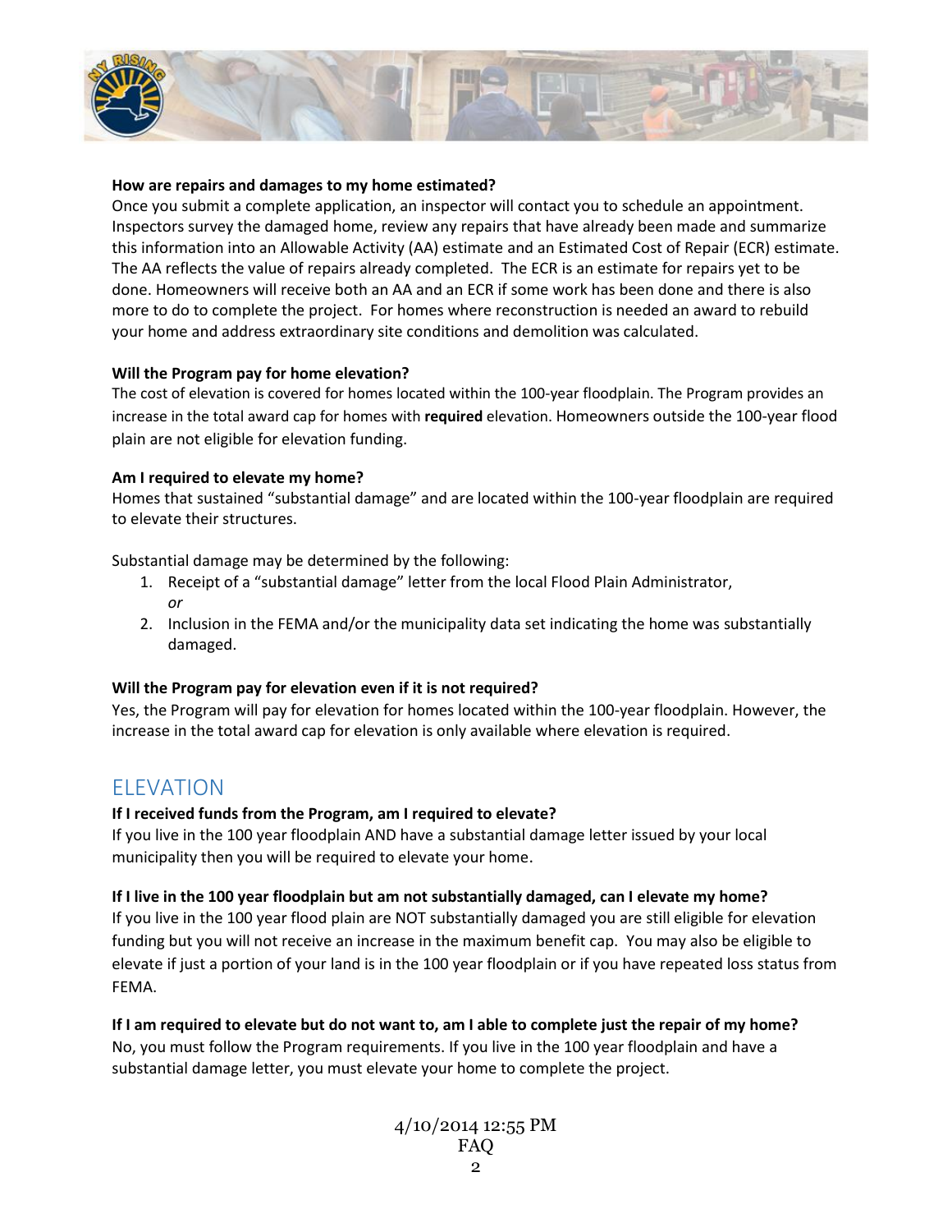**How are repairs and damages to my home estimated?**

Once you submit a complete application, an inspector will contact you to schedule an appointment. Inspectors survey the damaged home, review any repairs that have already been made and summarize this information into an Allowable Activity (AA) estimate and an Estimated Cost of Repair (ECR) estimate. The AA reflects the value of repairs already completed. The ECR is an estimate for repairs yet to be done. Homeowners will receive both an AA and an ECR if some work has been done and there is also more to do to complete the project. For homes where reconstruction is needed an award to rebuild your home and address extraordinary site conditions and demolition was calculated.

**Will the Program pay for home elevation?**

The cost of elevation is covered for homes located within the 100-year floodplain. The Program provides an increase in the total award cap for homes with **required** elevation. Homeowners outside the 100-year flood plain are not eligible for elevation funding.

**Am I required to elevate my home?**

Homes that sustained "substantial damage" and are located within the 100-year floodplain are required to elevate their structures.

Substantial damage may be determined by the following:

1. Receipt of a "substantial damage" letter from the local Flood Plain Administrator, *or*
2. Inclusion in the FEMA and/or the municipality data set indicating the home was substantially damaged.

**Will the Program pay for elevation even if it is not required?**

Yes, the Program will pay for elevation for homes located within the 100-year floodplain. However, the increase in the total award cap for elevation is only available where elevation is required.

## ELEVATION

**If I received funds from the Program, am I required to elevate?**

If you live in the 100 year floodplain AND have a substantial damage letter issued by your local municipality then you will be required to elevate your home.

**If I live in the 100 year floodplain but am not substantially damaged, can I elevate my home?**

If you live in the 100 year flood plain are NOT substantially damaged you are still eligible for elevation funding but you will not receive an increase in the maximum benefit cap. You may also be eligible to elevate if just a portion of your land is in the 100 year floodplain or if you have repeated loss status from FEMA.

**If I am required to elevate but do not want to, am I able to complete just the repair of my home?**

No, you must follow the Program requirements. If you live in the 100 year floodplain and have a substantial damage letter, you must elevate your home to complete the project.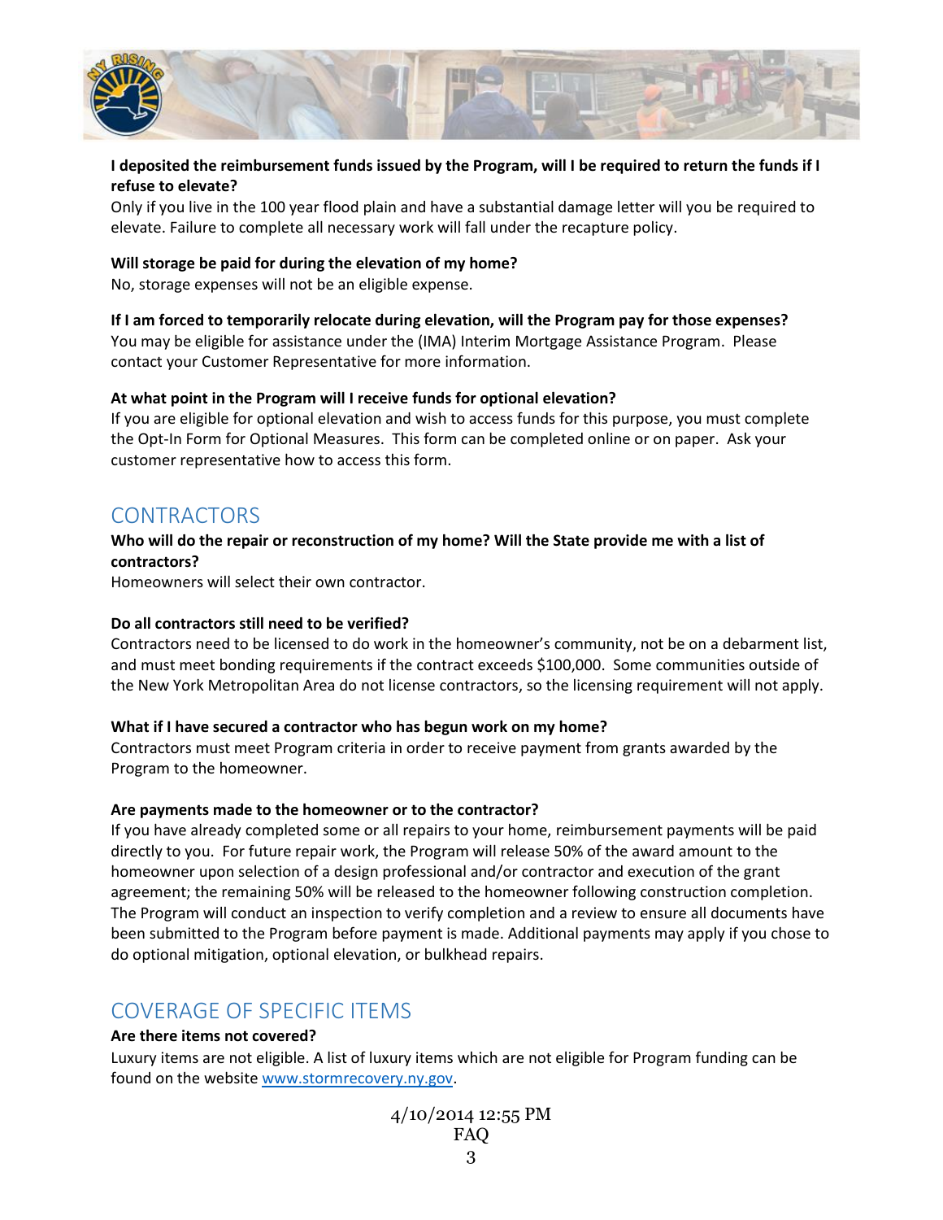**I deposited the reimbursement funds issued by the Program, will I be required to return the funds if I refuse to elevate?**
Only if you live in the 100 year flood plain and have a substantial damage letter will you be required to elevate. Failure to complete all necessary work will fall under the recapture policy.

**Will storage be paid for during the elevation of my home?**
No, storage expenses will not be an eligible expense.

**If I am forced to temporarily relocate during elevation, will the Program pay for those expenses?**
You may be eligible for assistance under the (IMA) Interim Mortgage Assistance Program. Please contact your Customer Representative for more information.

**At what point in the Program will I receive funds for optional elevation?**
If you are eligible for optional elevation and wish to access funds for this purpose, you must complete the Opt-In Form for Optional Measures. This form can be completed online or on paper. Ask your customer representative how to access this form.

## CONTRACTORS

**Who will do the repair or reconstruction of my home? Will the State provide me with a list of contractors?**
Homeowners will select their own contractor.

**Do all contractors still need to be verified?**
Contractors need to be licensed to do work in the homeowner's community, not be on a debarment list, and must meet bonding requirements if the contract exceeds $100,000. Some communities outside of the New York Metropolitan Area do not license contractors, so the licensing requirement will not apply.

**What if I have secured a contractor who has begun work on my home?**
Contractors must meet Program criteria in order to receive payment from grants awarded by the Program to the homeowner.

**Are payments made to the homeowner or to the contractor?**
If you have already completed some or all repairs to your home, reimbursement payments will be paid directly to you. For future repair work, the Program will release 50% of the award amount to the homeowner upon selection of a design professional and/or contractor and execution of the grant agreement; the remaining 50% will be released to the homeowner following construction completion. The Program will conduct an inspection to verify completion and a review to ensure all documents have been submitted to the Program before payment is made. Additional payments may apply if you chose to do optional mitigation, optional elevation, or bulkhead repairs.

## COVERAGE OF SPECIFIC ITEMS

**Are there items not covered?**
Luxury items are not eligible. A list of luxury items which are not eligible for Program funding can be found on the website [www.stormrecovery.ny.gov](http://www.stormrecovery.ny.gov).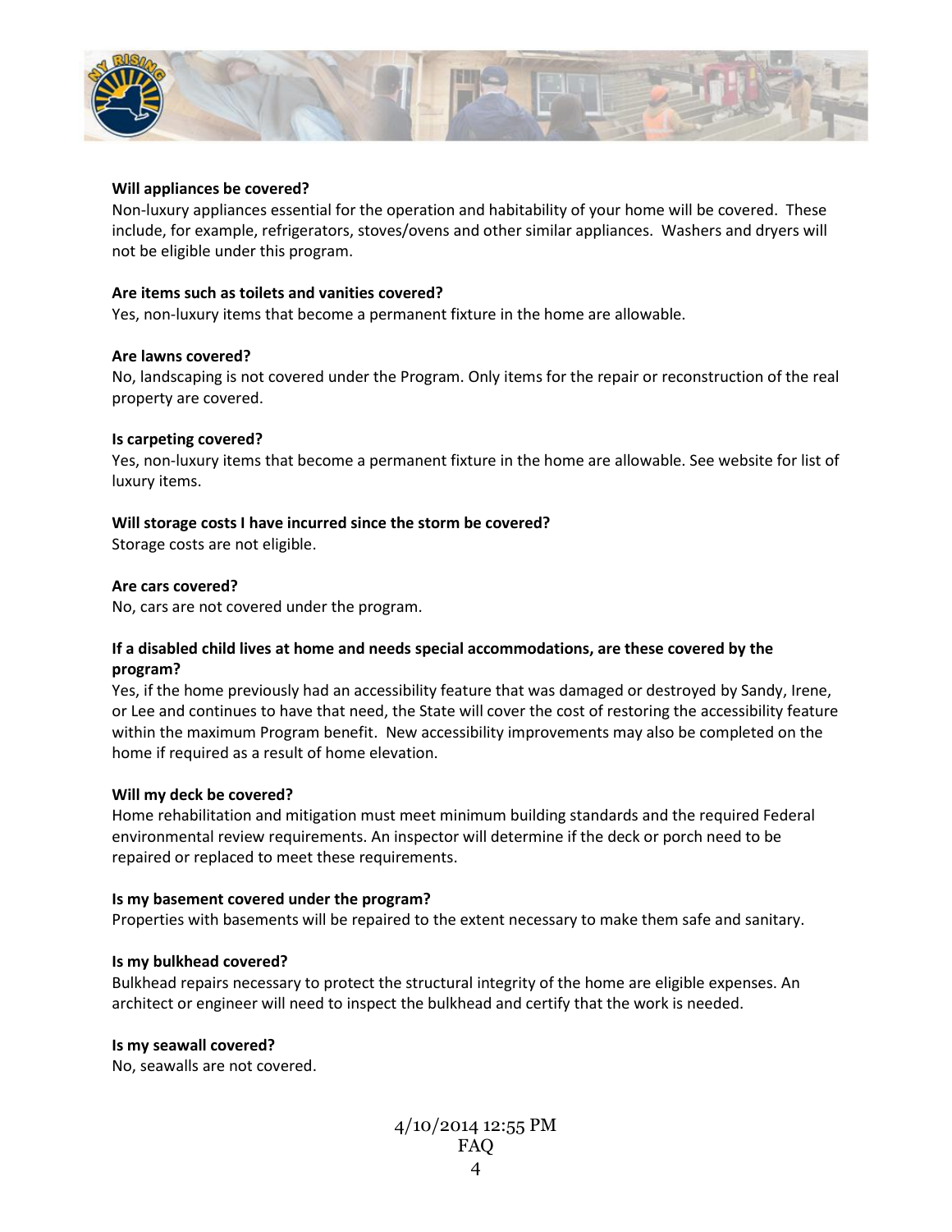**Will appliances be covered?**
Non-luxury appliances essential for the operation and habitability of your home will be covered. These include, for example, refrigerators, stoves/ovens and other similar appliances. Washers and dryers will not be eligible under this program.

**Are items such as toilets and vanities covered?**
Yes, non-luxury items that become a permanent fixture in the home are allowable.

**Are lawns covered?**
No, landscaping is not covered under the Program. Only items for the repair or reconstruction of the real property are covered.

**Is carpeting covered?**
Yes, non-luxury items that become a permanent fixture in the home are allowable. See website for list of luxury items.

**Will storage costs I have incurred since the storm be covered?**
Storage costs are not eligible.

**Are cars covered?**
No, cars are not covered under the program.

**If a disabled child lives at home and needs special accommodations, are these covered by the program?**
Yes, if the home previously had an accessibility feature that was damaged or destroyed by Sandy, Irene, or Lee and continues to have that need, the State will cover the cost of restoring the accessibility feature within the maximum Program benefit. New accessibility improvements may also be completed on the home if required as a result of home elevation.

**Will my deck be covered?**
Home rehabilitation and mitigation must meet minimum building standards and the required Federal environmental review requirements. An inspector will determine if the deck or porch need to be repaired or replaced to meet these requirements.

**Is my basement covered under the program?**
Properties with basements will be repaired to the extent necessary to make them safe and sanitary.

**Is my bulkhead covered?**
Bulkhead repairs necessary to protect the structural integrity of the home are eligible expenses. An architect or engineer will need to inspect the bulkhead and certify that the work is needed.

**Is my seawall covered?**
No, seawalls are not covered.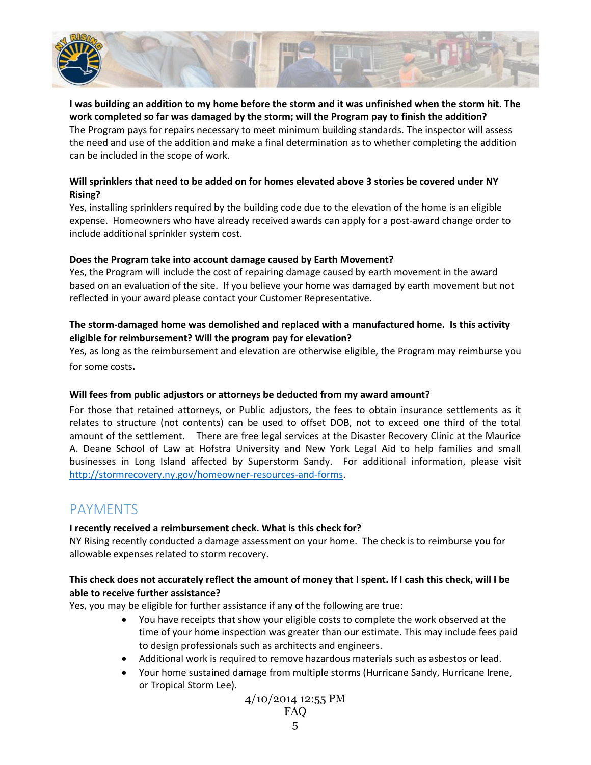**I was building an addition to my home before the storm and it was unfinished when the storm hit. The work completed so far was damaged by the storm; will the Program pay to finish the addition?**
The Program pays for repairs necessary to meet minimum building standards. The inspector will assess the need and use of the addition and make a final determination as to whether completing the addition can be included in the scope of work.

**Will sprinklers that need to be added on for homes elevated above 3 stories be covered under NY Rising?**
Yes, installing sprinklers required by the building code due to the elevation of the home is an eligible expense. Homeowners who have already received awards can apply for a post-award change order to include additional sprinkler system cost.

**Does the Program take into account damage caused by Earth Movement?**
Yes, the Program will include the cost of repairing damage caused by earth movement in the award based on an evaluation of the site. If you believe your home was damaged by earth movement but not reflected in your award please contact your Customer Representative.

**The storm-damaged home was demolished and replaced with a manufactured home. Is this activity eligible for reimbursement? Will the program pay for elevation?**
Yes, as long as the reimbursement and elevation are otherwise eligible, the Program may reimburse you for some costs**.**

**Will fees from public adjustors or attorneys be deducted from my award amount?**
For those that retained attorneys, or Public adjustors, the fees to obtain insurance settlements as it relates to structure (not contents) can be used to offset DOB, not to exceed one third of the total amount of the settlement. There are free legal services at the Disaster Recovery Clinic at the Maurice A. Deane School of Law at Hofstra University and New York Legal Aid to help families and small businesses in Long Island affected by Superstorm Sandy. For additional information, please visit http://stormrecovery.ny.gov/homeowner-resources-and-forms.

## PAYMENTS

**I recently received a reimbursement check. What is this check for?**
NY Rising recently conducted a damage assessment on your home. The check is to reimburse you for allowable expenses related to storm recovery.

**This check does not accurately reflect the amount of money that I spent. If I cash this check, will I be able to receive further assistance?**
Yes, you may be eligible for further assistance if any of the following are true:

- You have receipts that show your eligible costs to complete the work observed at the time of your home inspection was greater than our estimate. This may include fees paid to design professionals such as architects and engineers.
- Additional work is required to remove hazardous materials such as asbestos or lead.
- Your home sustained damage from multiple storms (Hurricane Sandy, Hurricane Irene, or Tropical Storm Lee).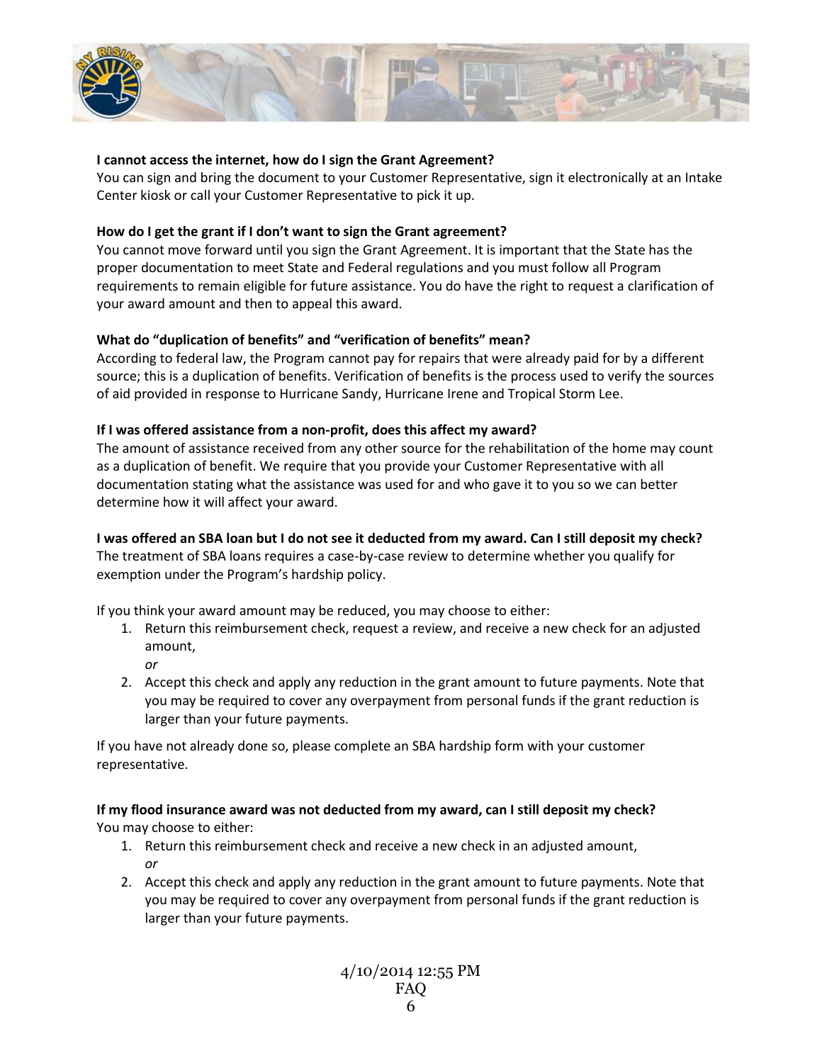**I cannot access the internet, how do I sign the Grant Agreement?**
You can sign and bring the document to your Customer Representative, sign it electronically at an Intake Center kiosk or call your Customer Representative to pick it up.

**How do I get the grant if I don't want to sign the Grant agreement?**
You cannot move forward until you sign the Grant Agreement. It is important that the State has the proper documentation to meet State and Federal regulations and you must follow all Program requirements to remain eligible for future assistance. You do have the right to request a clarification of your award amount and then to appeal this award.

**What do "duplication of benefits" and "verification of benefits" mean?**
According to federal law, the Program cannot pay for repairs that were already paid for by a different source; this is a duplication of benefits. Verification of benefits is the process used to verify the sources of aid provided in response to Hurricane Sandy, Hurricane Irene and Tropical Storm Lee.

**If I was offered assistance from a non-profit, does this affect my award?**
The amount of assistance received from any other source for the rehabilitation of the home may count as a duplication of benefit. We require that you provide your Customer Representative with all documentation stating what the assistance was used for and who gave it to you so we can better determine how it will affect your award.

**I was offered an SBA loan but I do not see it deducted from my award. Can I still deposit my check?**
The treatment of SBA loans requires a case-by-case review to determine whether you qualify for exemption under the Program's hardship policy.

If you think your award amount may be reduced, you may choose to either:

1. Return this reimbursement check, request a review, and receive a new check for an adjusted amount,
   *or*
2. Accept this check and apply any reduction in the grant amount to future payments. Note that you may be required to cover any overpayment from personal funds if the grant reduction is larger than your future payments.

If you have not already done so, please complete an SBA hardship form with your customer representative.

**If my flood insurance award was not deducted from my award, can I still deposit my check?**
You may choose to either:

1. Return this reimbursement check and receive a new check in an adjusted amount,
   *or*
2. Accept this check and apply any reduction in the grant amount to future payments. Note that you may be required to cover any overpayment from personal funds if the grant reduction is larger than your future payments.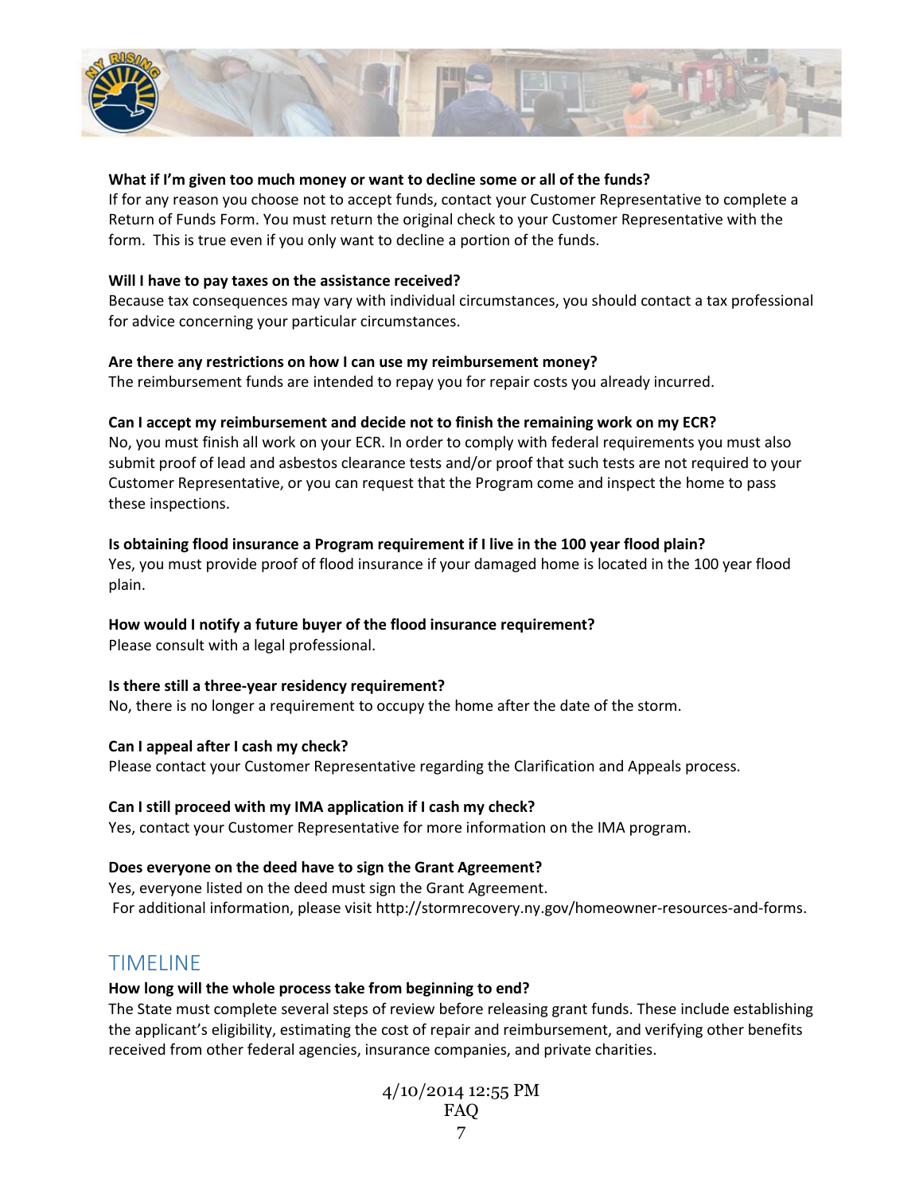**What if I'm given too much money or want to decline some or all of the funds?**
If for any reason you choose not to accept funds, contact your Customer Representative to complete a Return of Funds Form. You must return the original check to your Customer Representative with the form. This is true even if you only want to decline a portion of the funds.

**Will I have to pay taxes on the assistance received?**
Because tax consequences may vary with individual circumstances, you should contact a tax professional for advice concerning your particular circumstances.

**Are there any restrictions on how I can use my reimbursement money?**
The reimbursement funds are intended to repay you for repair costs you already incurred.

**Can I accept my reimbursement and decide not to finish the remaining work on my ECR?**
No, you must finish all work on your ECR. In order to comply with federal requirements you must also submit proof of lead and asbestos clearance tests and/or proof that such tests are not required to your Customer Representative, or you can request that the Program come and inspect the home to pass these inspections.

**Is obtaining flood insurance a Program requirement if I live in the 100 year flood plain?**
Yes, you must provide proof of flood insurance if your damaged home is located in the 100 year flood plain.

**How would I notify a future buyer of the flood insurance requirement?**
Please consult with a legal professional.

**Is there still a three-year residency requirement?**
No, there is no longer a requirement to occupy the home after the date of the storm.

**Can I appeal after I cash my check?**
Please contact your Customer Representative regarding the Clarification and Appeals process.

**Can I still proceed with my IMA application if I cash my check?**
Yes, contact your Customer Representative for more information on the IMA program.

**Does everyone on the deed have to sign the Grant Agreement?**
Yes, everyone listed on the deed must sign the Grant Agreement.
For additional information, please visit http://stormrecovery.ny.gov/homeowner-resources-and-forms.

## TIMELINE

**How long will the whole process take from beginning to end?**
The State must complete several steps of review before releasing grant funds. These include establishing the applicant's eligibility, estimating the cost of repair and reimbursement, and verifying other benefits received from other federal agencies, insurance companies, and private charities.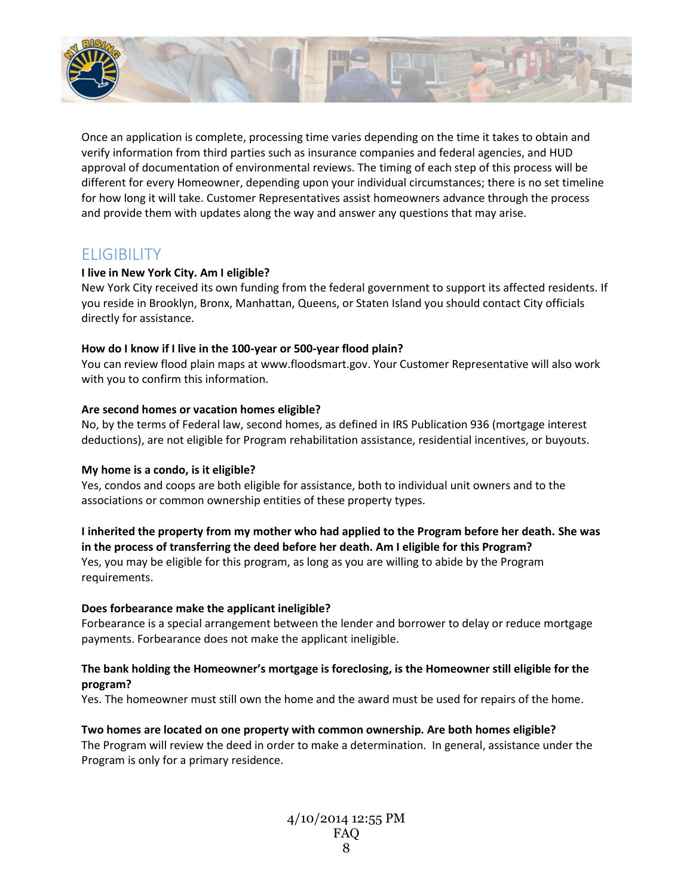Once an application is complete, processing time varies depending on the time it takes to obtain and verify information from third parties such as insurance companies and federal agencies, and HUD approval of documentation of environmental reviews. The timing of each step of this process will be different for every Homeowner, depending upon your individual circumstances; there is no set timeline for how long it will take. Customer Representatives assist homeowners advance through the process and provide them with updates along the way and answer any questions that may arise.

## ELIGIBILITY

**I live in New York City. Am I eligible?**
New York City received its own funding from the federal government to support its affected residents. If you reside in Brooklyn, Bronx, Manhattan, Queens, or Staten Island you should contact City officials directly for assistance.

**How do I know if I live in the 100-year or 500-year flood plain?**
You can review flood plain maps at www.floodsmart.gov. Your Customer Representative will also work with you to confirm this information.

**Are second homes or vacation homes eligible?**
No, by the terms of Federal law, second homes, as defined in IRS Publication 936 (mortgage interest deductions), are not eligible for Program rehabilitation assistance, residential incentives, or buyouts.

**My home is a condo, is it eligible?**
Yes, condos and coops are both eligible for assistance, both to individual unit owners and to the associations or common ownership entities of these property types.

**I inherited the property from my mother who had applied to the Program before her death. She was in the process of transferring the deed before her death. Am I eligible for this Program?**
Yes, you may be eligible for this program, as long as you are willing to abide by the Program requirements.

**Does forbearance make the applicant ineligible?**
Forbearance is a special arrangement between the lender and borrower to delay or reduce mortgage payments. Forbearance does not make the applicant ineligible.

**The bank holding the Homeowner's mortgage is foreclosing, is the Homeowner still eligible for the program?**
Yes. The homeowner must still own the home and the award must be used for repairs of the home.

**Two homes are located on one property with common ownership. Are both homes eligible?**
The Program will review the deed in order to make a determination. In general, assistance under the Program is only for a primary residence.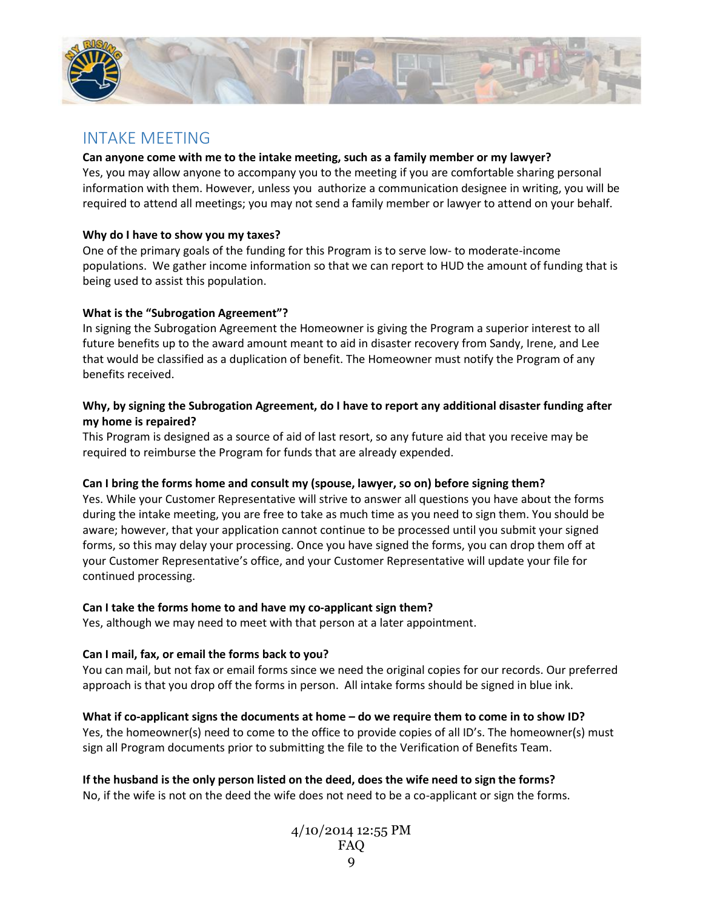## INTAKE MEETING

**Can anyone come with me to the intake meeting, such as a family member or my lawyer?**
Yes, you may allow anyone to accompany you to the meeting if you are comfortable sharing personal information with them. However, unless you authorize a communication designee in writing, you will be required to attend all meetings; you may not send a family member or lawyer to attend on your behalf.

**Why do I have to show you my taxes?**
One of the primary goals of the funding for this Program is to serve low- to moderate-income populations. We gather income information so that we can report to HUD the amount of funding that is being used to assist this population.

**What is the "Subrogation Agreement"?**
In signing the Subrogation Agreement the Homeowner is giving the Program a superior interest to all future benefits up to the award amount meant to aid in disaster recovery from Sandy, Irene, and Lee that would be classified as a duplication of benefit. The Homeowner must notify the Program of any benefits received.

**Why, by signing the Subrogation Agreement, do I have to report any additional disaster funding after my home is repaired?**
This Program is designed as a source of aid of last resort, so any future aid that you receive may be required to reimburse the Program for funds that are already expended.

**Can I bring the forms home and consult my (spouse, lawyer, so on) before signing them?**
Yes. While your Customer Representative will strive to answer all questions you have about the forms during the intake meeting, you are free to take as much time as you need to sign them. You should be aware; however, that your application cannot continue to be processed until you submit your signed forms, so this may delay your processing. Once you have signed the forms, you can drop them off at your Customer Representative's office, and your Customer Representative will update your file for continued processing.

**Can I take the forms home to and have my co-applicant sign them?**
Yes, although we may need to meet with that person at a later appointment.

**Can I mail, fax, or email the forms back to you?**
You can mail, but not fax or email forms since we need the original copies for our records. Our preferred approach is that you drop off the forms in person. All intake forms should be signed in blue ink.

**What if co-applicant signs the documents at home – do we require them to come in to show ID?**
Yes, the homeowner(s) need to come to the office to provide copies of all ID's. The homeowner(s) must sign all Program documents prior to submitting the file to the Verification of Benefits Team.

**If the husband is the only person listed on the deed, does the wife need to sign the forms?**
No, if the wife is not on the deed the wife does not need to be a co-applicant or sign the forms.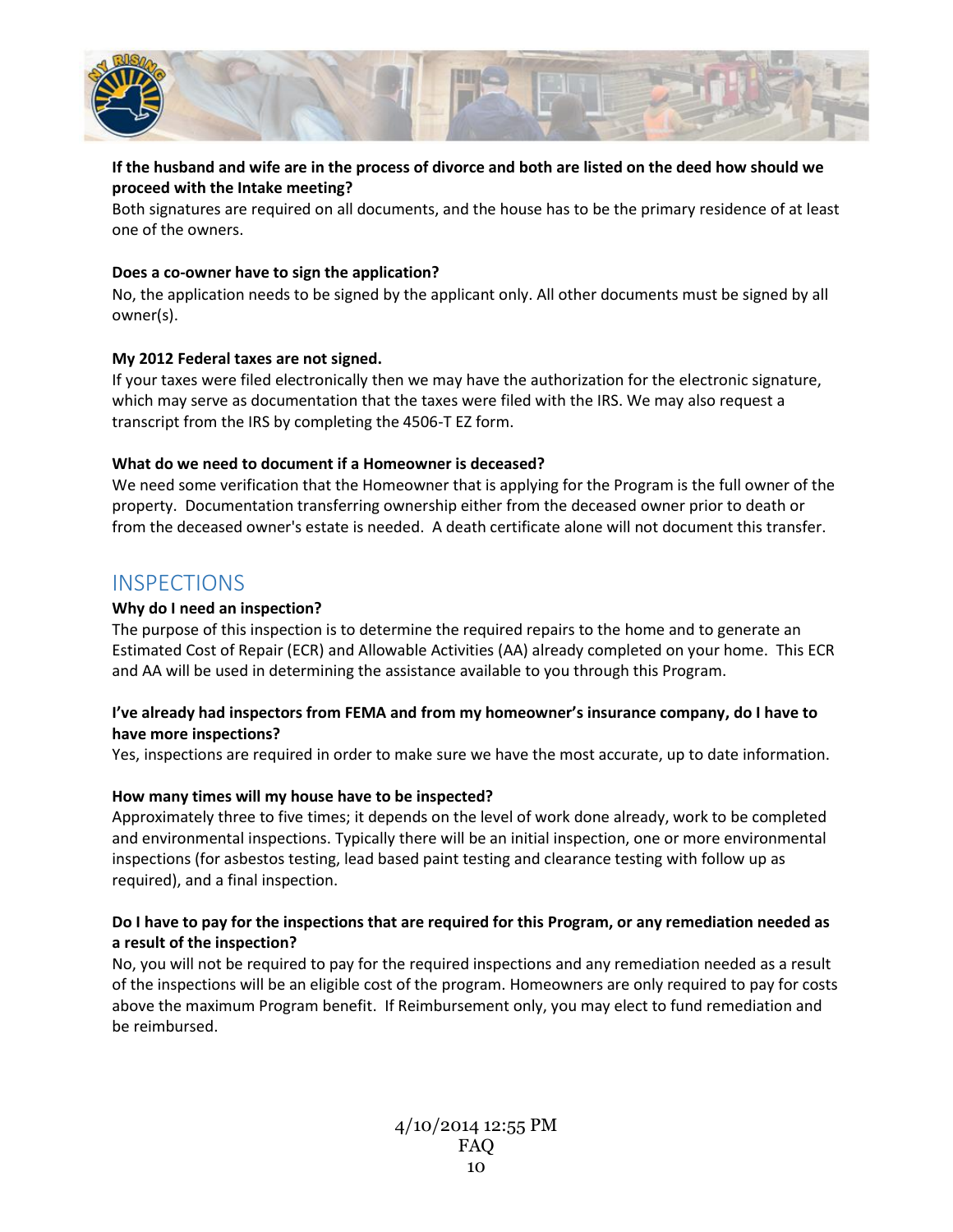**If the husband and wife are in the process of divorce and both are listed on the deed how should we proceed with the Intake meeting?**

Both signatures are required on all documents, and the house has to be the primary residence of at least one of the owners.

**Does a co-owner have to sign the application?**

No, the application needs to be signed by the applicant only. All other documents must be signed by all owner(s).

**My 2012 Federal taxes are not signed.**

If your taxes were filed electronically then we may have the authorization for the electronic signature, which may serve as documentation that the taxes were filed with the IRS. We may also request a transcript from the IRS by completing the 4506-T EZ form.

**What do we need to document if a Homeowner is deceased?**

We need some verification that the Homeowner that is applying for the Program is the full owner of the property. Documentation transferring ownership either from the deceased owner prior to death or from the deceased owner's estate is needed. A death certificate alone will not document this transfer.

## INSPECTIONS

**Why do I need an inspection?**

The purpose of this inspection is to determine the required repairs to the home and to generate an Estimated Cost of Repair (ECR) and Allowable Activities (AA) already completed on your home. This ECR and AA will be used in determining the assistance available to you through this Program.

**I've already had inspectors from FEMA and from my homeowner's insurance company, do I have to have more inspections?**

Yes, inspections are required in order to make sure we have the most accurate, up to date information.

**How many times will my house have to be inspected?**

Approximately three to five times; it depends on the level of work done already, work to be completed and environmental inspections. Typically there will be an initial inspection, one or more environmental inspections (for asbestos testing, lead based paint testing and clearance testing with follow up as required), and a final inspection.

**Do I have to pay for the inspections that are required for this Program, or any remediation needed as a result of the inspection?**

No, you will not be required to pay for the required inspections and any remediation needed as a result of the inspections will be an eligible cost of the program. Homeowners are only required to pay for costs above the maximum Program benefit. If Reimbursement only, you may elect to fund remediation and be reimbursed.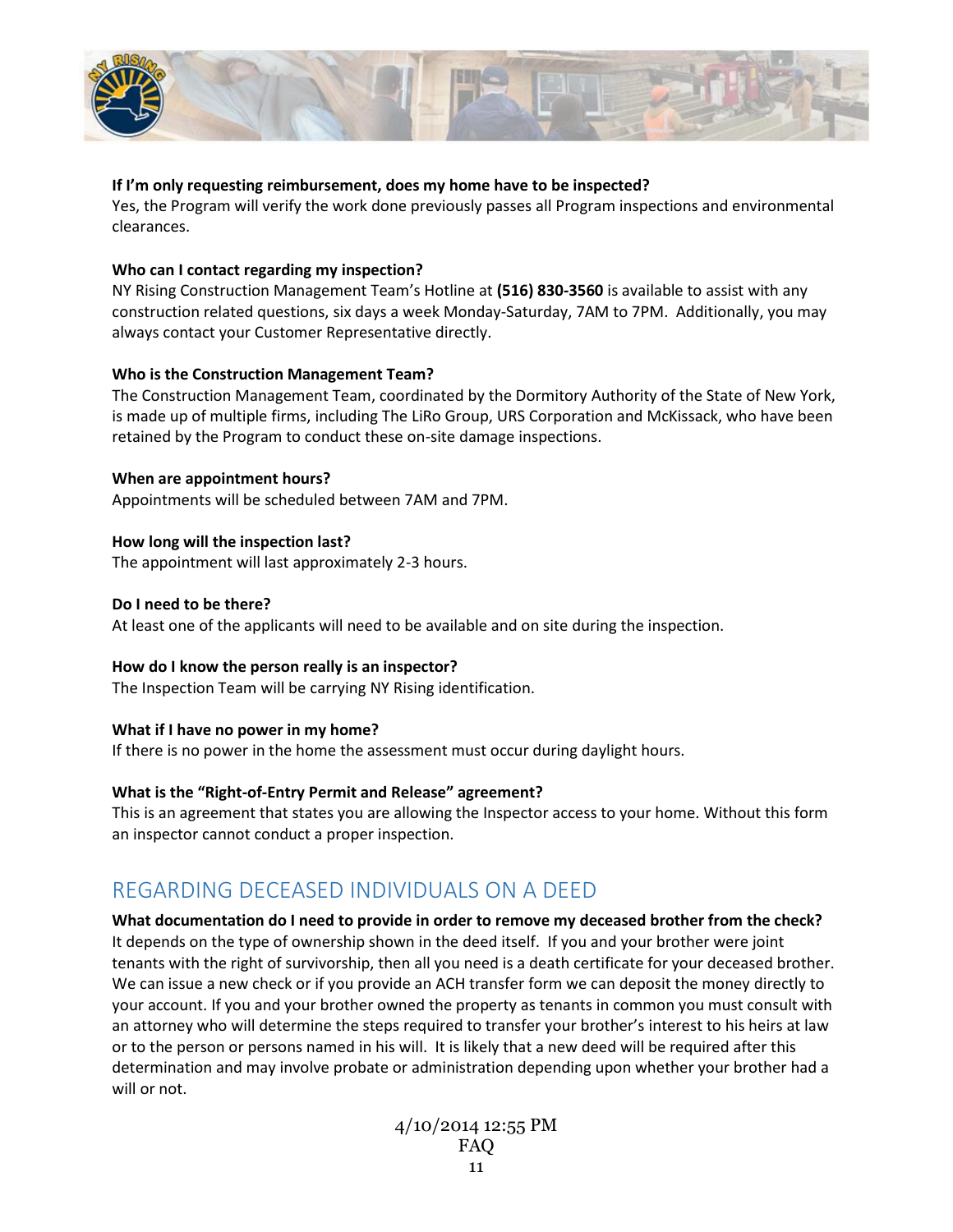**If I'm only requesting reimbursement, does my home have to be inspected?**
Yes, the Program will verify the work done previously passes all Program inspections and environmental clearances.

**Who can I contact regarding my inspection?**
NY Rising Construction Management Team's Hotline at **(516) 830-3560** is available to assist with any construction related questions, six days a week Monday-Saturday, 7AM to 7PM. Additionally, you may always contact your Customer Representative directly.

**Who is the Construction Management Team?**
The Construction Management Team, coordinated by the Dormitory Authority of the State of New York, is made up of multiple firms, including The LiRo Group, URS Corporation and McKissack, who have been retained by the Program to conduct these on-site damage inspections.

**When are appointment hours?**
Appointments will be scheduled between 7AM and 7PM.

**How long will the inspection last?**
The appointment will last approximately 2-3 hours.

**Do I need to be there?**
At least one of the applicants will need to be available and on site during the inspection.

**How do I know the person really is an inspector?**
The Inspection Team will be carrying NY Rising identification.

**What if I have no power in my home?**
If there is no power in the home the assessment must occur during daylight hours.

**What is the "Right-of-Entry Permit and Release" agreement?**
This is an agreement that states you are allowing the Inspector access to your home. Without this form an inspector cannot conduct a proper inspection.

## REGARDING DECEASED INDIVIDUALS ON A DEED

**What documentation do I need to provide in order to remove my deceased brother from the check?**
It depends on the type of ownership shown in the deed itself. If you and your brother were joint tenants with the right of survivorship, then all you need is a death certificate for your deceased brother. We can issue a new check or if you provide an ACH transfer form we can deposit the money directly to your account. If you and your brother owned the property as tenants in common you must consult with an attorney who will determine the steps required to transfer your brother's interest to his heirs at law or to the person or persons named in his will. It is likely that a new deed will be required after this determination and may involve probate or administration depending upon whether your brother had a will or not.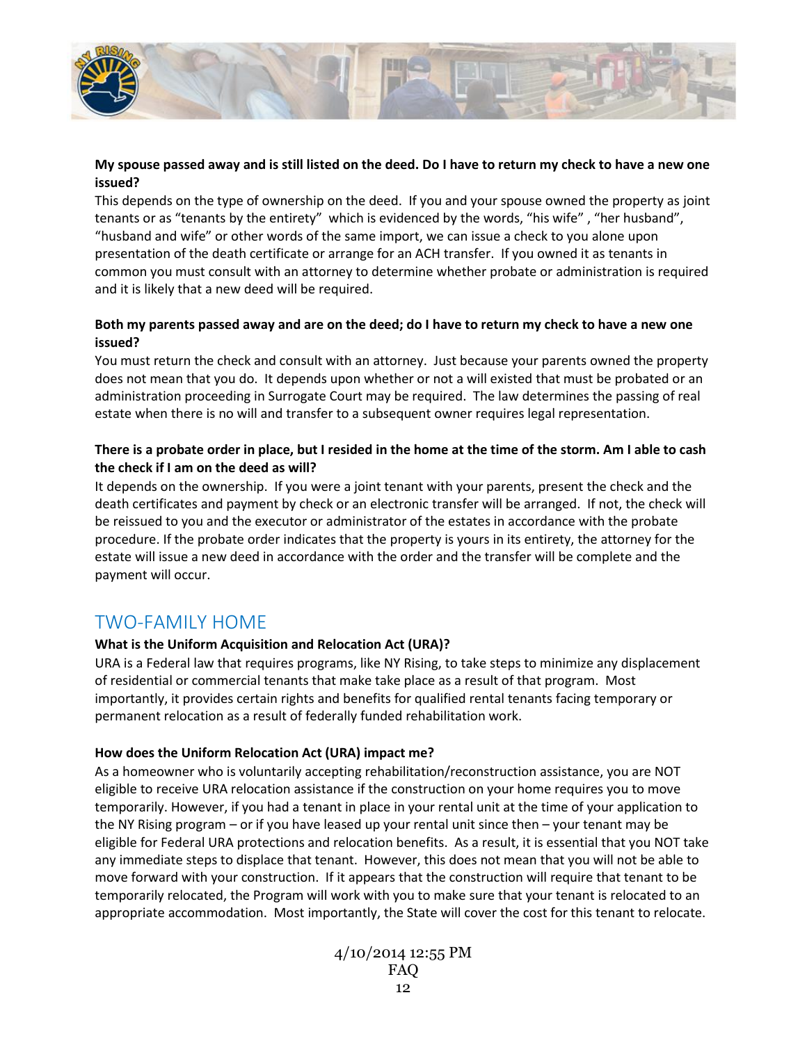**My spouse passed away and is still listed on the deed. Do I have to return my check to have a new one issued?**

This depends on the type of ownership on the deed. If you and your spouse owned the property as joint tenants or as "tenants by the entirety" which is evidenced by the words, "his wife" , "her husband", "husband and wife" or other words of the same import, we can issue a check to you alone upon presentation of the death certificate or arrange for an ACH transfer. If you owned it as tenants in common you must consult with an attorney to determine whether probate or administration is required and it is likely that a new deed will be required.

**Both my parents passed away and are on the deed; do I have to return my check to have a new one issued?**

You must return the check and consult with an attorney. Just because your parents owned the property does not mean that you do. It depends upon whether or not a will existed that must be probated or an administration proceeding in Surrogate Court may be required. The law determines the passing of real estate when there is no will and transfer to a subsequent owner requires legal representation.

**There is a probate order in place, but I resided in the home at the time of the storm. Am I able to cash the check if I am on the deed as will?**

It depends on the ownership. If you were a joint tenant with your parents, present the check and the death certificates and payment by check or an electronic transfer will be arranged. If not, the check will be reissued to you and the executor or administrator of the estates in accordance with the probate procedure. If the probate order indicates that the property is yours in its entirety, the attorney for the estate will issue a new deed in accordance with the order and the transfer will be complete and the payment will occur.

## TWO-FAMILY HOME

**What is the Uniform Acquisition and Relocation Act (URA)?**

URA is a Federal law that requires programs, like NY Rising, to take steps to minimize any displacement of residential or commercial tenants that make take place as a result of that program. Most importantly, it provides certain rights and benefits for qualified rental tenants facing temporary or permanent relocation as a result of federally funded rehabilitation work.

**How does the Uniform Relocation Act (URA) impact me?**

As a homeowner who is voluntarily accepting rehabilitation/reconstruction assistance, you are NOT eligible to receive URA relocation assistance if the construction on your home requires you to move temporarily. However, if you had a tenant in place in your rental unit at the time of your application to the NY Rising program – or if you have leased up your rental unit since then – your tenant may be eligible for Federal URA protections and relocation benefits. As a result, it is essential that you NOT take any immediate steps to displace that tenant. However, this does not mean that you will not be able to move forward with your construction. If it appears that the construction will require that tenant to be temporarily relocated, the Program will work with you to make sure that your tenant is relocated to an appropriate accommodation. Most importantly, the State will cover the cost for this tenant to relocate.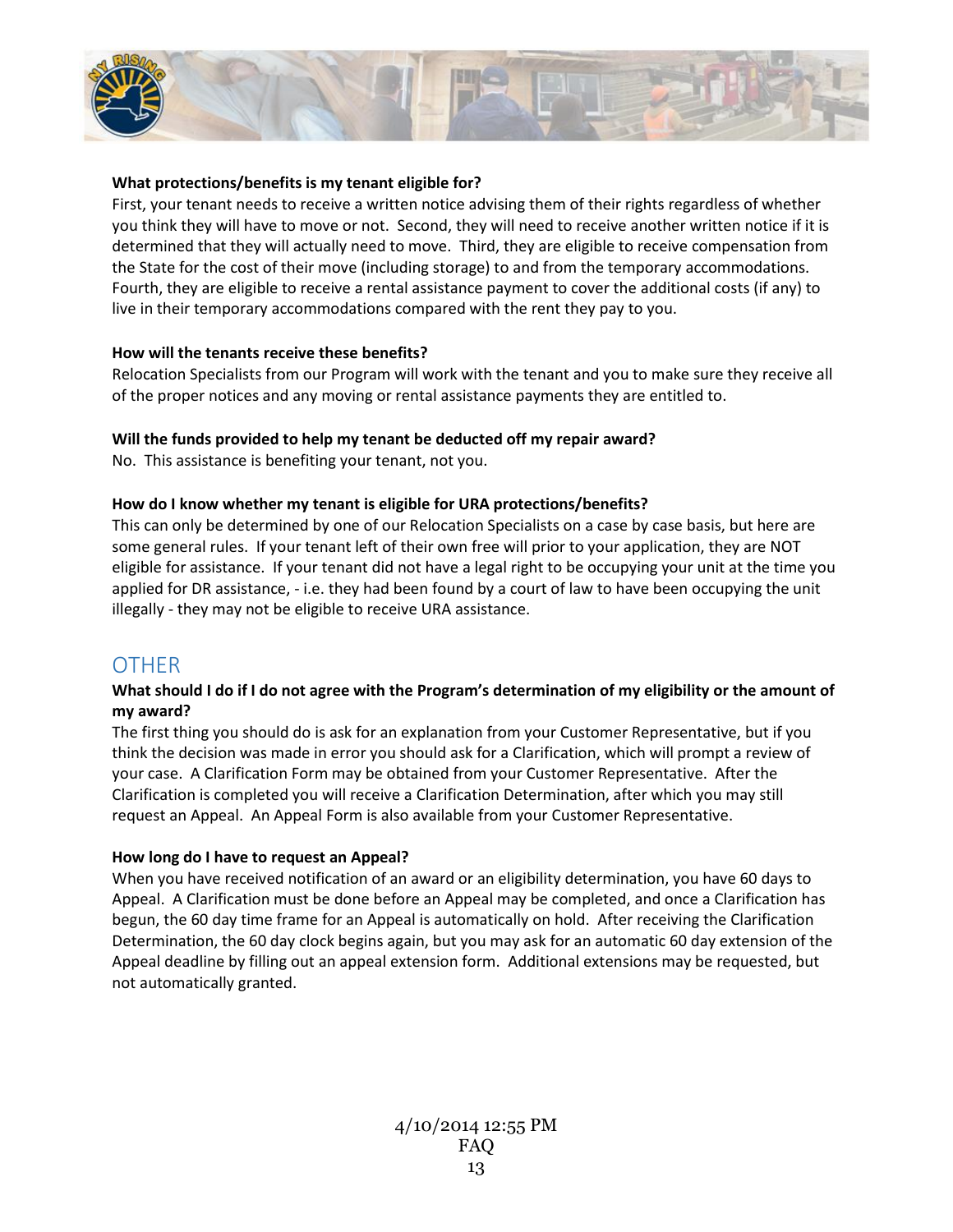**What protections/benefits is my tenant eligible for?**

First, your tenant needs to receive a written notice advising them of their rights regardless of whether you think they will have to move or not. Second, they will need to receive another written notice if it is determined that they will actually need to move. Third, they are eligible to receive compensation from the State for the cost of their move (including storage) to and from the temporary accommodations. Fourth, they are eligible to receive a rental assistance payment to cover the additional costs (if any) to live in their temporary accommodations compared with the rent they pay to you.

**How will the tenants receive these benefits?**

Relocation Specialists from our Program will work with the tenant and you to make sure they receive all of the proper notices and any moving or rental assistance payments they are entitled to.

**Will the funds provided to help my tenant be deducted off my repair award?**

No. This assistance is benefiting your tenant, not you.

**How do I know whether my tenant is eligible for URA protections/benefits?**

This can only be determined by one of our Relocation Specialists on a case by case basis, but here are some general rules. If your tenant left of their own free will prior to your application, they are NOT eligible for assistance. If your tenant did not have a legal right to be occupying your unit at the time you applied for DR assistance, - i.e. they had been found by a court of law to have been occupying the unit illegally - they may not be eligible to receive URA assistance.

## OTHER

**What should I do if I do not agree with the Program's determination of my eligibility or the amount of my award?**

The first thing you should do is ask for an explanation from your Customer Representative, but if you think the decision was made in error you should ask for a Clarification, which will prompt a review of your case. A Clarification Form may be obtained from your Customer Representative. After the Clarification is completed you will receive a Clarification Determination, after which you may still request an Appeal. An Appeal Form is also available from your Customer Representative.

**How long do I have to request an Appeal?**

When you have received notification of an award or an eligibility determination, you have 60 days to Appeal. A Clarification must be done before an Appeal may be completed, and once a Clarification has begun, the 60 day time frame for an Appeal is automatically on hold. After receiving the Clarification Determination, the 60 day clock begins again, but you may ask for an automatic 60 day extension of the Appeal deadline by filling out an appeal extension form. Additional extensions may be requested, but not automatically granted.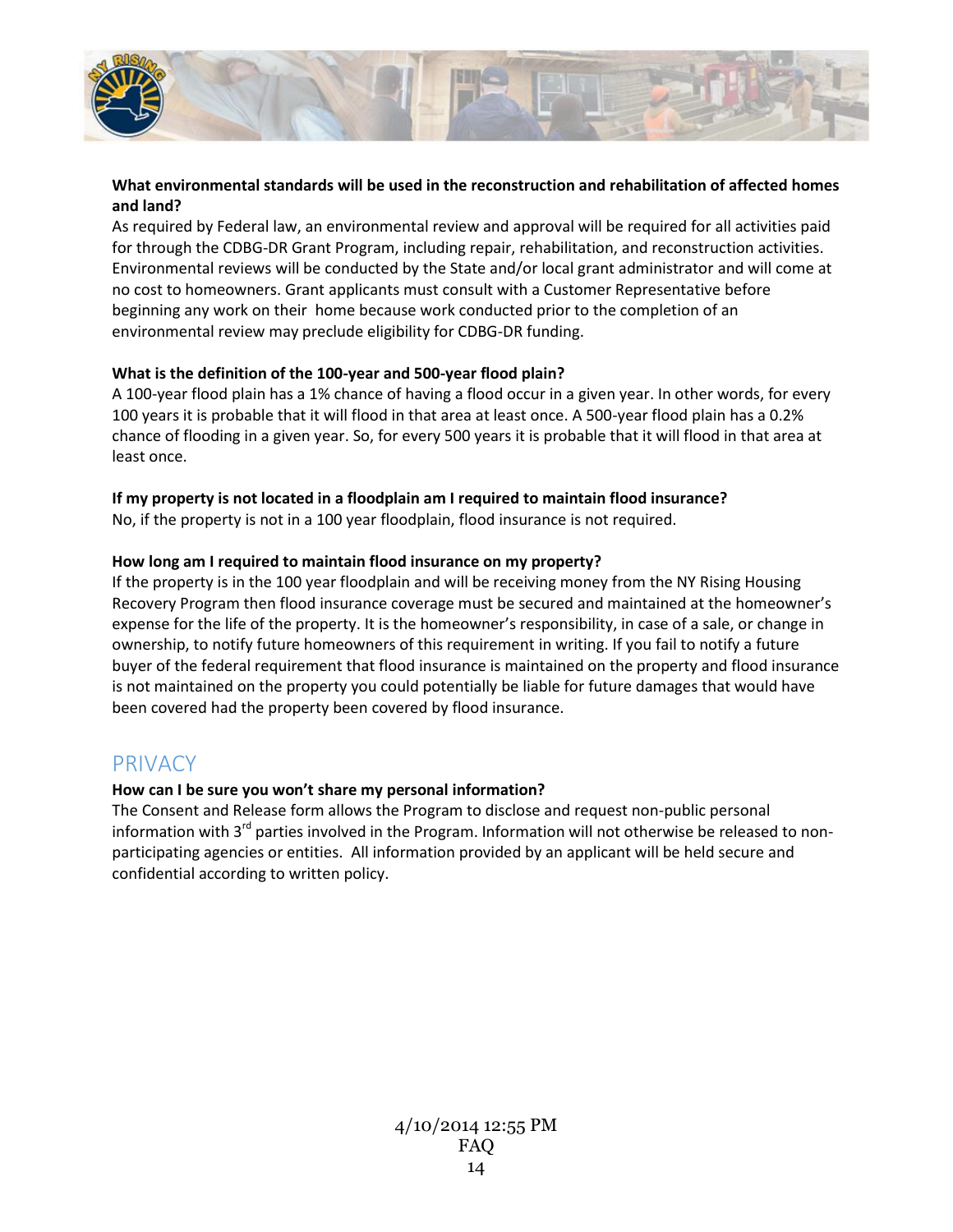**What environmental standards will be used in the reconstruction and rehabilitation of affected homes and land?**

As required by Federal law, an environmental review and approval will be required for all activities paid for through the CDBG-DR Grant Program, including repair, rehabilitation, and reconstruction activities. Environmental reviews will be conducted by the State and/or local grant administrator and will come at no cost to homeowners. Grant applicants must consult with a Customer Representative before beginning any work on their home because work conducted prior to the completion of an environmental review may preclude eligibility for CDBG-DR funding.

**What is the definition of the 100-year and 500-year flood plain?**

A 100-year flood plain has a 1% chance of having a flood occur in a given year. In other words, for every 100 years it is probable that it will flood in that area at least once. A 500-year flood plain has a 0.2% chance of flooding in a given year. So, for every 500 years it is probable that it will flood in that area at least once.

**If my property is not located in a floodplain am I required to maintain flood insurance?**

No, if the property is not in a 100 year floodplain, flood insurance is not required.

**How long am I required to maintain flood insurance on my property?**

If the property is in the 100 year floodplain and will be receiving money from the NY Rising Housing Recovery Program then flood insurance coverage must be secured and maintained at the homeowner's expense for the life of the property. It is the homeowner's responsibility, in case of a sale, or change in ownership, to notify future homeowners of this requirement in writing. If you fail to notify a future buyer of the federal requirement that flood insurance is maintained on the property and flood insurance is not maintained on the property you could potentially be liable for future damages that would have been covered had the property been covered by flood insurance.

## PRIVACY

**How can I be sure you won't share my personal information?**

The Consent and Release form allows the Program to disclose and request non-public personal information with 3rd parties involved in the Program. Information will not otherwise be released to non-participating agencies or entities. All information provided by an applicant will be held secure and confidential according to written policy.